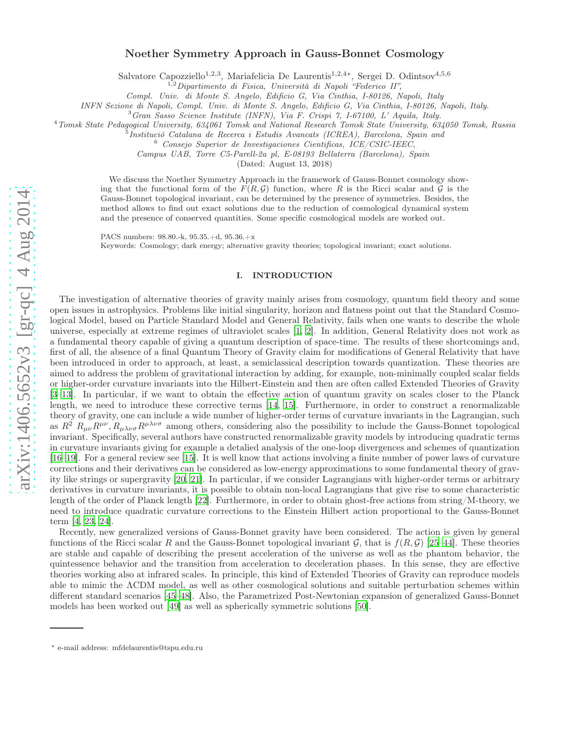# Noether Symmetry Approach in Gauss-Bonnet Cosmology

Salvatore Capozziello[1,2,3], Mariafelicia De Laurentis[1,2,4*], Sergei D. Odintsov[4,5,6]

[1,2] *Dipartimento di Fisica, Università di Napoli "Federico II", Compl. Univ. di Monte S. Angelo, Edificio G, Via Cinthia, I-80126, Napoli, Italy*

*INFN Sezione di Napoli, Compl. Univ. di Monte S. Angelo, Edificio G, Via Cinthia, I-80126, Napoli, Italy.*

[3] *Gran Sasso Science Institute (INFN), Via F. Crispi 7, I-67100, L' Aquila, Italy.*

[4] *Tomsk State Pedagogical University, 634061 Tomsk and National Research Tomsk State University, 634050 Tomsk, Russia*

[5] *Institució Catalana de Recerca i Estudis Avancats (ICREA), Barcelona, Spain and*

[6] *Consejo Superior de Investigaciones Cientificas, ICE/CSIC-IEEC, Campus UAB, Torre C5-Parell-2a pl, E-08193 Bellaterra (Barcelona), Spain*

(Dated: August 13, 2018)

We discuss the Noether Symmetry Approach in the framework of Gauss-Bonnet cosmology showing that the functional form of the $F(R,\mathcal{G})$ function, where $R$ is the Ricci scalar and $\mathcal{G}$ is the Gauss-Bonnet topological invariant, can be determined by the presence of symmetries. Besides, the method allows to find out exact solutions due to the reduction of cosmological dynamical system and the presence of conserved quantities. Some specific cosmological models are worked out.

PACS numbers: 98.80.-k, 95.35.+d, 95.36.+x

Keywords: Cosmology; dark energy; alternative gravity theories; topological invariant; exact solutions.

## I. INTRODUCTION

The investigation of alternative theories of gravity mainly arises from cosmology, quantum field theory and some open issues in astrophysics. Problems like initial singularity, horizon and flatness point out that the Standard Cosmological Model, based on Particle Standard Model and General Relativity, fails when one wants to describe the whole universe, especially at extreme regimes of ultraviolet scales [1, 2]. In addition, General Relativity does not work as a fundamental theory capable of giving a quantum description of space-time. The results of these shortcomings and, first of all, the absence of a final Quantum Theory of Gravity claim for modifications of General Relativity that have been introduced in order to approach, at least, a semiclassical description towards quantization. These theories are aimed to address the problem of gravitational interaction by adding, for example, non-minimally coupled scalar fields or higher-order curvature invariants into the Hilbert-Einstein and then are often called Extended Theories of Gravity [3–13]. In particular, if we want to obtain the effective action of quantum gravity on scales closer to the Planck length, we need to introduce these corrective terms [14, 15]. Furthermore, in order to construct a renormalizable theory of gravity, one can include a wide number of higher-order terms of curvature invariants in the Lagrangian, such as $R^2$ $R_{\mu\nu}R^{\mu\nu}$, $R_{\mu\lambda\nu\sigma}R^{\mu\lambda\nu\sigma}$ among others, considering also the possibility to include the Gauss-Bonnet topological invariant. Specifically, several authors have constructed renormalizable gravity models by introducing quadratic terms in curvature invariants giving for example a detalied analysis of the one-loop divergences and schemes of quantization [16–19]. For a general review see [15]. It is well know that actions involving a finite number of power laws of curvature corrections and their derivatives can be considered as low-energy approximations to some fundamental theory of gravity like strings or supergravity [20, 21]. In particular, if we consider Lagrangians with higher-order terms or arbitrary derivatives in curvature invariants, it is possible to obtain non-local Lagrangians that give rise to some characteristic length of the order of Planck length [22]. Furthermore, in order to obtain ghost-free actions from string/M-theory, we need to introduce quadratic curvature corrections to the Einstein Hilbert action proportional to the Gauss-Bonnet term [4, 23, 24].

Recently, new generalized versions of Gauss-Bonnet gravity have been considered. The action is given by general functions of the Ricci scalar $R$ and the Gauss-Bonnet topological invariant $\mathcal{G}$, that is $f(R,\mathcal{G})$ [25–44]. These theories are stable and capable of describing the present acceleration of the universe as well as the phantom behavior, the quintessence behavior and the transition from acceleration to deceleration phases. In this sense, they are effective theories working also at infrared scales. In principle, this kind of Extended Theories of Gravity can reproduce models able to mimic the $\Lambda$CDM model, as well as other cosmological solutions and suitable perturbation schemes within different standard scenarios [45–48]. Also, the Parametrized Post-Newtonian expansion of generalized Gauss-Bonnet models has been worked out [49] as well as spherically symmetric solutions [50].

* e-mail address: mfdelaurentis@tspu.edu.ru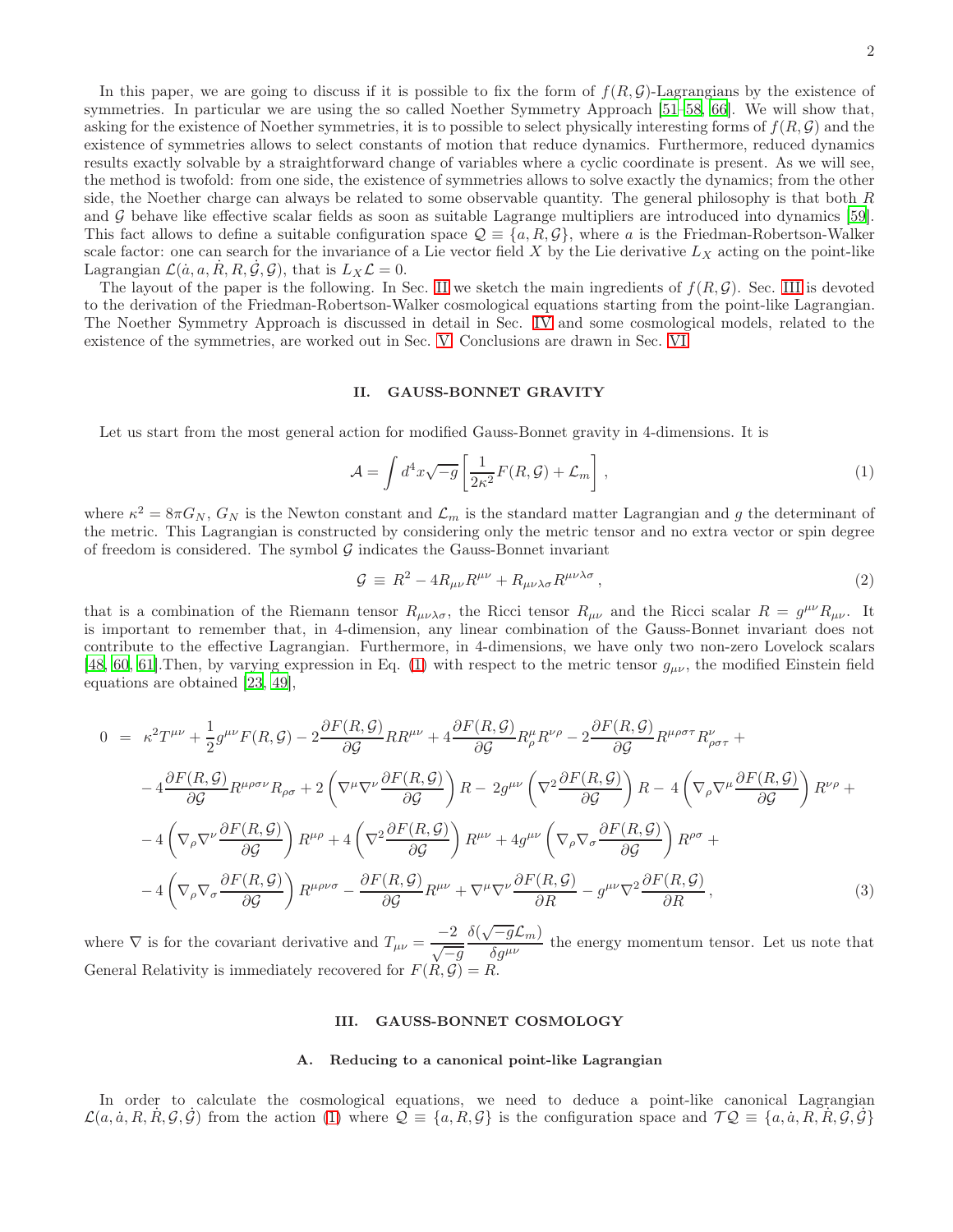In this paper, we are going to discuss if it is possible to fix the form of $f(R,\mathcal{G})$-Lagrangians by the existence of symmetries. In particular we are using the so called Noether Symmetry Approach [51–58, 66]. We will show that, asking for the existence of Noether symmetries, it is to possible to select physically interesting forms of $f(R,\mathcal{G})$ and the existence of symmetries allows to select constants of motion that reduce dynamics. Furthermore, reduced dynamics results exactly solvable by a straightforward change of variables where a cyclic coordinate is present. As we will see, the method is twofold: from one side, the existence of symmetries allows to solve exactly the dynamics; from the other side, the Noether charge can always be related to some observable quantity. The general philosophy is that both $R$ and $\mathcal{G}$ behave like effective scalar fields as soon as suitable Lagrange multipliers are introduced into dynamics [59]. This fact allows to define a suitable configuration space $\mathcal{Q} \equiv \{a, R, \mathcal{G}\}$, where $a$ is the Friedman-Robertson-Walker scale factor: one can search for the invariance of a Lie vector field $X$ by the Lie derivative $L_X$ acting on the point-like Lagrangian $\mathcal{L}(\dot{a}, a, \dot{R}, R, \dot{\mathcal{G}}, \mathcal{G})$, that is $L_X\mathcal{L} = 0$.

The layout of the paper is the following. In Sec. II we sketch the main ingredients of $f(R,\mathcal{G})$. Sec. III is devoted to the derivation of the Friedman-Robertson-Walker cosmological equations starting from the point-like Lagrangian. The Noether Symmetry Approach is discussed in detail in Sec. IV and some cosmological models, related to the existence of the symmetries, are worked out in Sec. V. Conclusions are drawn in Sec. VI.

## II. GAUSS-BONNET GRAVITY

Let us start from the most general action for modified Gauss-Bonnet gravity in 4-dimensions. It is

$$\mathcal{A} = \int d^4x\sqrt{-g}\left[\frac{1}{2\kappa^2}F(R,\mathcal{G}) + \mathcal{L}_m\right], \tag{1}$$

where $\kappa^2 = 8\pi G_N$, $G_N$ is the Newton constant and $\mathcal{L}_m$ is the standard matter Lagrangian and $g$ the determinant of the metric. This Lagrangian is constructed by considering only the metric tensor and no extra vector or spin degree of freedom is considered. The symbol $\mathcal{G}$ indicates the Gauss-Bonnet invariant

$$\mathcal{G} \equiv R^2 - 4R_{\mu\nu}R^{\mu\nu} + R_{\mu\nu\lambda\sigma}R^{\mu\nu\lambda\sigma}, \tag{2}$$

that is a combination of the Riemann tensor $R_{\mu\nu\lambda\sigma}$, the Ricci tensor $R_{\mu\nu}$ and the Ricci scalar $R = g^{\mu\nu}R_{\mu\nu}$. It is important to remember that, in 4-dimension, any linear combination of the Gauss-Bonnet invariant does not contribute to the effective Lagrangian. Furthermore, in 4-dimensions, we have only two non-zero Lovelock scalars [48, 60, 61].Then, by varying expression in Eq. (1) with respect to the metric tensor $g_{\mu\nu}$, the modified Einstein field equations are obtained [23, 49],

$$\begin{aligned}
0 \;=\;& \kappa^2 T^{\mu\nu} + \frac{1}{2}g^{\mu\nu}F(R,\mathcal{G}) - 2\frac{\partial F(R,\mathcal{G})}{\partial\mathcal{G}}RR^{\mu\nu} + 4\frac{\partial F(R,\mathcal{G})}{\partial\mathcal{G}}R^{\mu}_{\rho}R^{\nu\rho} - 2\frac{\partial F(R,\mathcal{G})}{\partial\mathcal{G}}R^{\mu\rho\sigma\tau}R^{\nu}_{\rho\sigma\tau} + \\
& - 4\frac{\partial F(R,\mathcal{G})}{\partial\mathcal{G}}R^{\mu\rho\sigma\nu}R_{\rho\sigma} + 2\left(\nabla^{\mu}\nabla^{\nu}\frac{\partial F(R,\mathcal{G})}{\partial\mathcal{G}}\right)R - 2g^{\mu\nu}\left(\nabla^2\frac{\partial F(R,\mathcal{G})}{\partial\mathcal{G}}\right)R - 4\left(\nabla_{\rho}\nabla^{\mu}\frac{\partial F(R,\mathcal{G})}{\partial\mathcal{G}}\right)R^{\nu\rho} + \\
& - 4\left(\nabla_{\rho}\nabla^{\nu}\frac{\partial F(R,\mathcal{G})}{\partial\mathcal{G}}\right)R^{\mu\rho} + 4\left(\nabla^2\frac{\partial F(R,\mathcal{G})}{\partial\mathcal{G}}\right)R^{\mu\nu} + 4g^{\mu\nu}\left(\nabla_{\rho}\nabla_{\sigma}\frac{\partial F(R,\mathcal{G})}{\partial\mathcal{G}}\right)R^{\rho\sigma} + \\
& - 4\left(\nabla_{\rho}\nabla_{\sigma}\frac{\partial F(R,\mathcal{G})}{\partial\mathcal{G}}\right)R^{\mu\rho\nu\sigma} - \frac{\partial F(R,\mathcal{G})}{\partial\mathcal{G}}R^{\mu\nu} + \nabla^{\mu}\nabla^{\nu}\frac{\partial F(R,\mathcal{G})}{\partial R} - g^{\mu\nu}\nabla^2\frac{\partial F(R,\mathcal{G})}{\partial R},
\end{aligned} \tag{3}$$

where $\nabla$ is for the covariant derivative and $T_{\mu\nu} = \dfrac{-2}{\sqrt{-g}}\dfrac{\delta(\sqrt{-g}\mathcal{L}_m)}{\delta g^{\mu\nu}}$ the energy momentum tensor. Let us note that General Relativity is immediately recovered for $F(R,\mathcal{G}) = R$.

## III. GAUSS-BONNET COSMOLOGY

### A. Reducing to a canonical point-like Lagrangian

In order to calculate the cosmological equations, we need to deduce a point-like canonical Lagrangian $\mathcal{L}(a, \dot{a}, R, \dot{R}, \mathcal{G}, \dot{\mathcal{G}})$ from the action (1) where $\mathcal{Q} \equiv \{a, R, \mathcal{G}\}$ is the configuration space and $\mathcal{TQ} \equiv \{a, \dot{a}, R, \dot{R}, \mathcal{G}, \dot{\mathcal{G}}\}$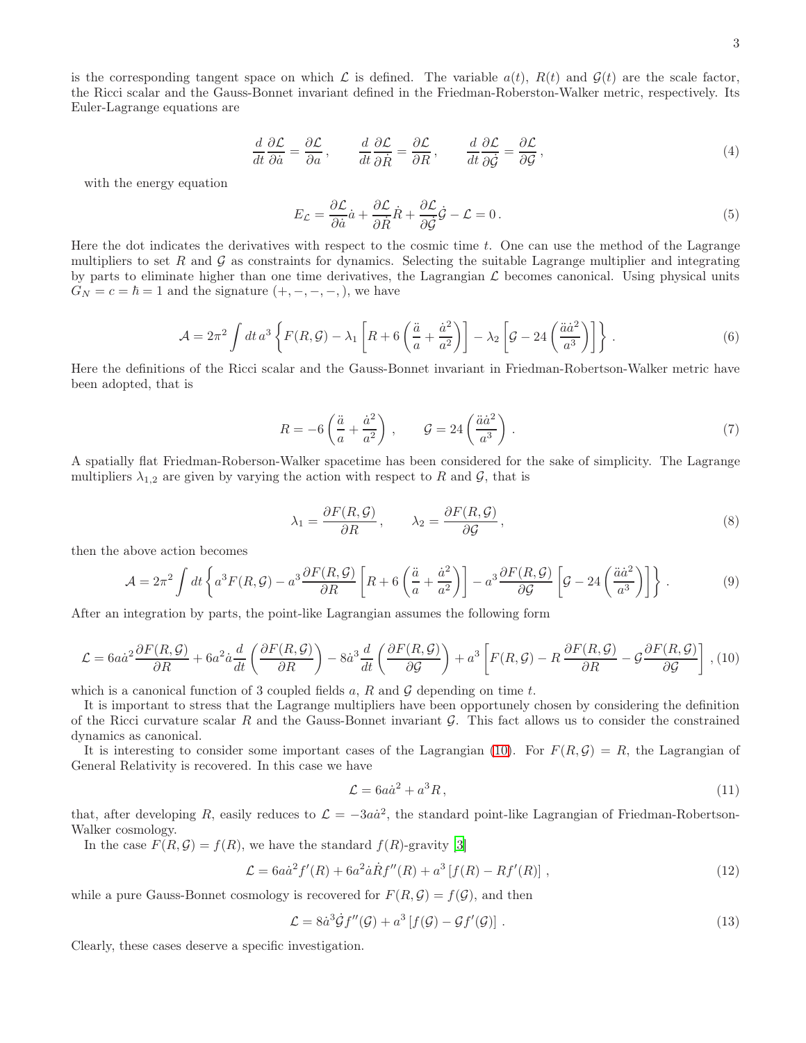is the corresponding tangent space on which $\mathcal{L}$ is defined. The variable $a(t)$, $R(t)$ and $\mathcal{G}(t)$ are the scale factor, the Ricci scalar and the Gauss-Bonnet invariant defined in the Friedman-Roberston-Walker metric, respectively. Its Euler-Lagrange equations are

$$\frac{d}{dt}\frac{\partial \mathcal{L}}{\partial \dot{a}} = \frac{\partial \mathcal{L}}{\partial a}\,, \qquad \frac{d}{dt}\frac{\partial \mathcal{L}}{\partial \dot{R}} = \frac{\partial \mathcal{L}}{\partial R}\,, \qquad \frac{d}{dt}\frac{\partial \mathcal{L}}{\partial \dot{\mathcal{G}}} = \frac{\partial \mathcal{L}}{\partial \mathcal{G}}\,, \tag{4}$$

with the energy equation

$$E_{\mathcal{L}} = \frac{\partial \mathcal{L}}{\partial \dot{a}}\dot{a} + \frac{\partial \mathcal{L}}{\partial \dot{R}}\dot{R} + \frac{\partial \mathcal{L}}{\partial \dot{\mathcal{G}}}\dot{\mathcal{G}} - \mathcal{L} = 0\,. \tag{5}$$

Here the dot indicates the derivatives with respect to the cosmic time $t$. One can use the method of the Lagrange multipliers to set $R$ and $\mathcal{G}$ as constraints for dynamics. Selecting the suitable Lagrange multiplier and integrating by parts to eliminate higher than one time derivatives, the Lagrangian $\mathcal{L}$ becomes canonical. Using physical units $G_N = c = \hbar = 1$ and the signature $(+,-,-,-,)$, we have

$$\mathcal{A} = 2\pi^2 \int dt\, a^3 \left\{ F(R,\mathcal{G}) - \lambda_1 \left[ R + 6\left(\frac{\ddot{a}}{a} + \frac{\dot{a}^2}{a^2}\right)\right] - \lambda_2 \left[\mathcal{G} - 24\left(\frac{\ddot{a}\dot{a}^2}{a^3}\right)\right]\right\}\,. \tag{6}$$

Here the definitions of the Ricci scalar and the Gauss-Bonnet invariant in Friedman-Robertson-Walker metric have been adopted, that is

$$R = -6\left(\frac{\ddot{a}}{a} + \frac{\dot{a}^2}{a^2}\right)\,, \qquad \mathcal{G} = 24\left(\frac{\ddot{a}\dot{a}^2}{a^3}\right)\,. \tag{7}$$

A spatially flat Friedman-Roberson-Walker spacetime has been considered for the sake of simplicity. The Lagrange multipliers $\lambda_{1,2}$ are given by varying the action with respect to $R$ and $\mathcal{G}$, that is

$$\lambda_1 = \frac{\partial F(R,\mathcal{G})}{\partial R}\,, \qquad \lambda_2 = \frac{\partial F(R,\mathcal{G})}{\partial \mathcal{G}}\,, \tag{8}$$

then the above action becomes

$$\mathcal{A} = 2\pi^2 \int dt \left\{ a^3 F(R,\mathcal{G}) - a^3\frac{\partial F(R,\mathcal{G})}{\partial R}\left[ R + 6\left(\frac{\ddot{a}}{a} + \frac{\dot{a}^2}{a^2}\right)\right] - a^3 \frac{\partial F(R,\mathcal{G})}{\partial \mathcal{G}}\left[\mathcal{G} - 24\left(\frac{\ddot{a}\dot{a}^2}{a^3}\right)\right]\right\}\,. \tag{9}$$

After an integration by parts, the point-like Lagrangian assumes the following form

$$\mathcal{L} = 6a\dot{a}^2\frac{\partial F(R,\mathcal{G})}{\partial R} + 6a^2\dot{a}\frac{d}{dt}\left(\frac{\partial F(R,\mathcal{G})}{\partial R}\right) - 8\dot{a}^3\frac{d}{dt}\left(\frac{\partial F(R,\mathcal{G})}{\partial \mathcal{G}}\right) + a^3\left[F(R,\mathcal{G}) - R\frac{\partial F(R,\mathcal{G})}{\partial R} - \mathcal{G}\frac{\partial F(R,\mathcal{G})}{\partial \mathcal{G}}\right]\,, \tag{10}$$

which is a canonical function of 3 coupled fields $a$, $R$ and $\mathcal{G}$ depending on time $t$.

It is important to stress that the Lagrange multipliers have been opportunely chosen by considering the definition of the Ricci curvature scalar $R$ and the Gauss-Bonnet invariant $\mathcal{G}$. This fact allows us to consider the constrained dynamics as canonical.

It is interesting to consider some important cases of the Lagrangian (10). For $F(R,\mathcal{G}) = R$, the Lagrangian of General Relativity is recovered. In this case we have

$$\mathcal{L} = 6a\dot{a}^2 + a^3 R\,, \tag{11}$$

that, after developing $R$, easily reduces to $\mathcal{L} = -3a\dot{a}^2$, the standard point-like Lagrangian of Friedman-Robertson-Walker cosmology.

In the case $F(R,\mathcal{G}) = f(R)$, we have the standard $f(R)$-gravity [3]

$$\mathcal{L} = 6a\dot{a}^2 f'(R) + 6a^2\dot{a}\dot{R}f''(R) + a^3\left[f(R) - Rf'(R)\right]\,, \tag{12}$$

while a pure Gauss-Bonnet cosmology is recovered for $F(R,\mathcal{G}) = f(\mathcal{G})$, and then

$$\mathcal{L} = 8\dot{a}^3\dot{\mathcal{G}}f''(\mathcal{G}) + a^3\left[f(\mathcal{G}) - \mathcal{G}f'(\mathcal{G})\right]\,. \tag{13}$$

Clearly, these cases deserve a specific investigation.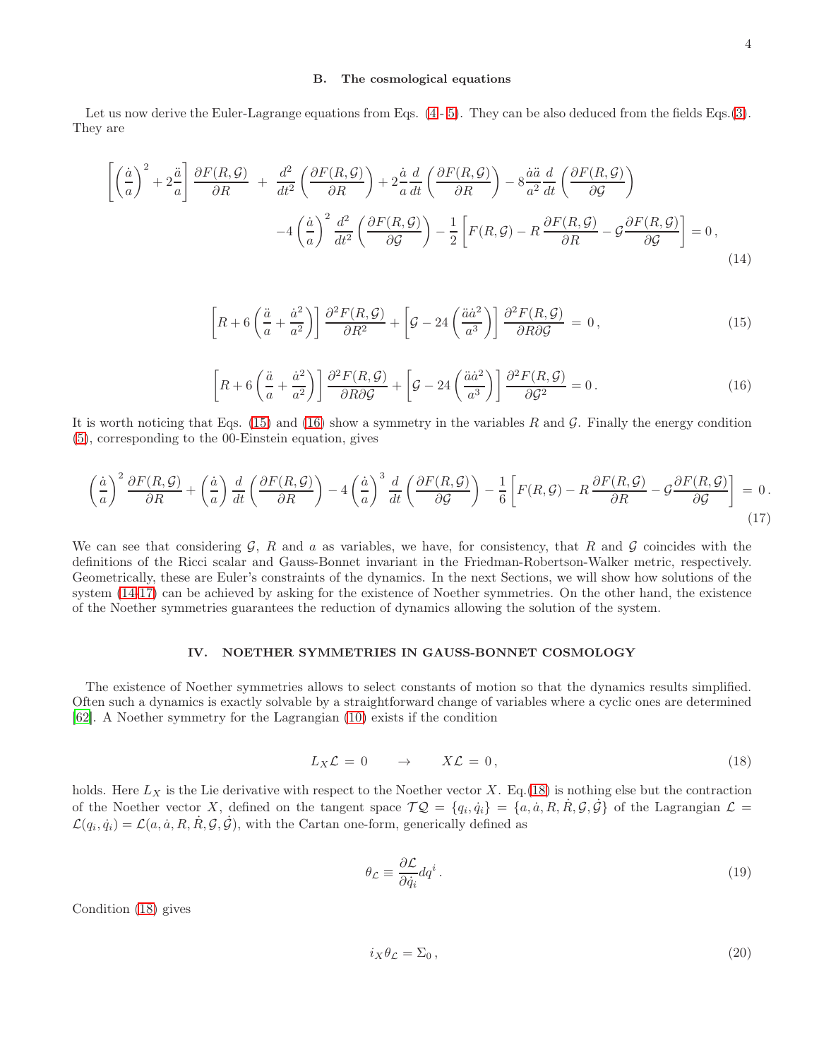### B. The cosmological equations

Let us now derive the Euler-Lagrange equations from Eqs. (4- 5). They can be also deduced from the fields Eqs.(3). They are

$$
\left[\left(\frac{\dot{a}}{a}\right)^2+2\frac{\ddot{a}}{a}\right]\frac{\partial F(R,\mathcal{G})}{\partial R}\;+\;\frac{d^2}{dt^2}\left(\frac{\partial F(R,\mathcal{G})}{\partial R}\right)+2\frac{\dot{a}}{a}\frac{d}{dt}\left(\frac{\partial F(R,\mathcal{G})}{\partial R}\right)-8\frac{\dot{a}\ddot{a}}{a^2}\frac{d}{dt}\left(\frac{\partial F(R,\mathcal{G})}{\partial \mathcal{G}}\right)
-4\left(\frac{\dot{a}}{a}\right)^2\frac{d^2}{dt^2}\left(\frac{\partial F(R,\mathcal{G})}{\partial \mathcal{G}}\right)-\frac{1}{2}\left[F(R,\mathcal{G})-R\frac{\partial F(R,\mathcal{G})}{\partial R}-\mathcal{G}\frac{\partial F(R,\mathcal{G})}{\partial \mathcal{G}}\right]=0\,, \tag{14}
$$

$$
\left[R+6\left(\frac{\ddot{a}}{a}+\frac{\dot{a}^2}{a^2}\right)\right]\frac{\partial^2 F(R,\mathcal{G})}{\partial R^2}+\left[\mathcal{G}-24\left(\frac{\ddot{a}\dot{a}^2}{a^3}\right)\right]\frac{\partial^2 F(R,\mathcal{G})}{\partial R\partial \mathcal{G}}\;=\;0\,, \tag{15}
$$

$$
\left[R+6\left(\frac{\ddot{a}}{a}+\frac{\dot{a}^2}{a^2}\right)\right]\frac{\partial^2 F(R,\mathcal{G})}{\partial R\partial \mathcal{G}}+\left[\mathcal{G}-24\left(\frac{\ddot{a}\dot{a}^2}{a^3}\right)\right]\frac{\partial^2 F(R,\mathcal{G})}{\partial \mathcal{G}^2}=0\,. \tag{16}
$$

It is worth noticing that Eqs. (15) and (16) show a symmetry in the variables $R$ and $\mathcal{G}$. Finally the energy condition (5), corresponding to the 00-Einstein equation, gives

$$
\left(\frac{\dot{a}}{a}\right)^2\frac{\partial F(R,\mathcal{G})}{\partial R}+\left(\frac{\dot{a}}{a}\right)\frac{d}{dt}\left(\frac{\partial F(R,\mathcal{G})}{\partial R}\right)-4\left(\frac{\dot{a}}{a}\right)^3\frac{d}{dt}\left(\frac{\partial F(R,\mathcal{G})}{\partial \mathcal{G}}\right)-\frac{1}{6}\left[F(R,\mathcal{G})-R\frac{\partial F(R,\mathcal{G})}{\partial R}-\mathcal{G}\frac{\partial F(R,\mathcal{G})}{\partial \mathcal{G}}\right]\;=\;0\,. \tag{17}
$$

We can see that considering $\mathcal{G}$, $R$ and $a$ as variables, we have, for consistency, that $R$ and $\mathcal{G}$ coincides with the definitions of the Ricci scalar and Gauss-Bonnet invariant in the Friedman-Robertson-Walker metric, respectively. Geometrically, these are Euler's constraints of the dynamics. In the next Sections, we will show how solutions of the system (14-17) can be achieved by asking for the existence of Noether symmetries. On the other hand, the existence of the Noether symmetries guarantees the reduction of dynamics allowing the solution of the system.

## IV. NOETHER SYMMETRIES IN GAUSS-BONNET COSMOLOGY

The existence of Noether symmetries allows to select constants of motion so that the dynamics results simplified. Often such a dynamics is exactly solvable by a straightforward change of variables where a cyclic ones are determined [62]. A Noether symmetry for the Lagrangian (10) exists if the condition

$$
L_X\mathcal{L}\;=\;0\qquad\rightarrow\qquad X\mathcal{L}\;=\;0\,, \tag{18}
$$

holds. Here $L_X$ is the Lie derivative with respect to the Noether vector $X$. Eq.(18) is nothing else but the contraction of the Noether vector $X$, defined on the tangent space $\mathcal{TQ}=\{q_i,\dot{q}_i\}=\{a,\dot{a},R,\dot{R},\mathcal{G},\dot{\mathcal{G}}\}$ of the Lagrangian $\mathcal{L}=\mathcal{L}(q_i,\dot{q}_i)=\mathcal{L}(a,\dot{a},R,\dot{R},\mathcal{G},\dot{\mathcal{G}})$, with the Cartan one-form, generically defined as

$$
\theta_{\mathcal{L}}\equiv\frac{\partial\mathcal{L}}{\partial\dot{q}_i}dq^i\,. \tag{19}
$$

Condition (18) gives

$$
i_X\theta_{\mathcal{L}}=\Sigma_0\,, \tag{20}
$$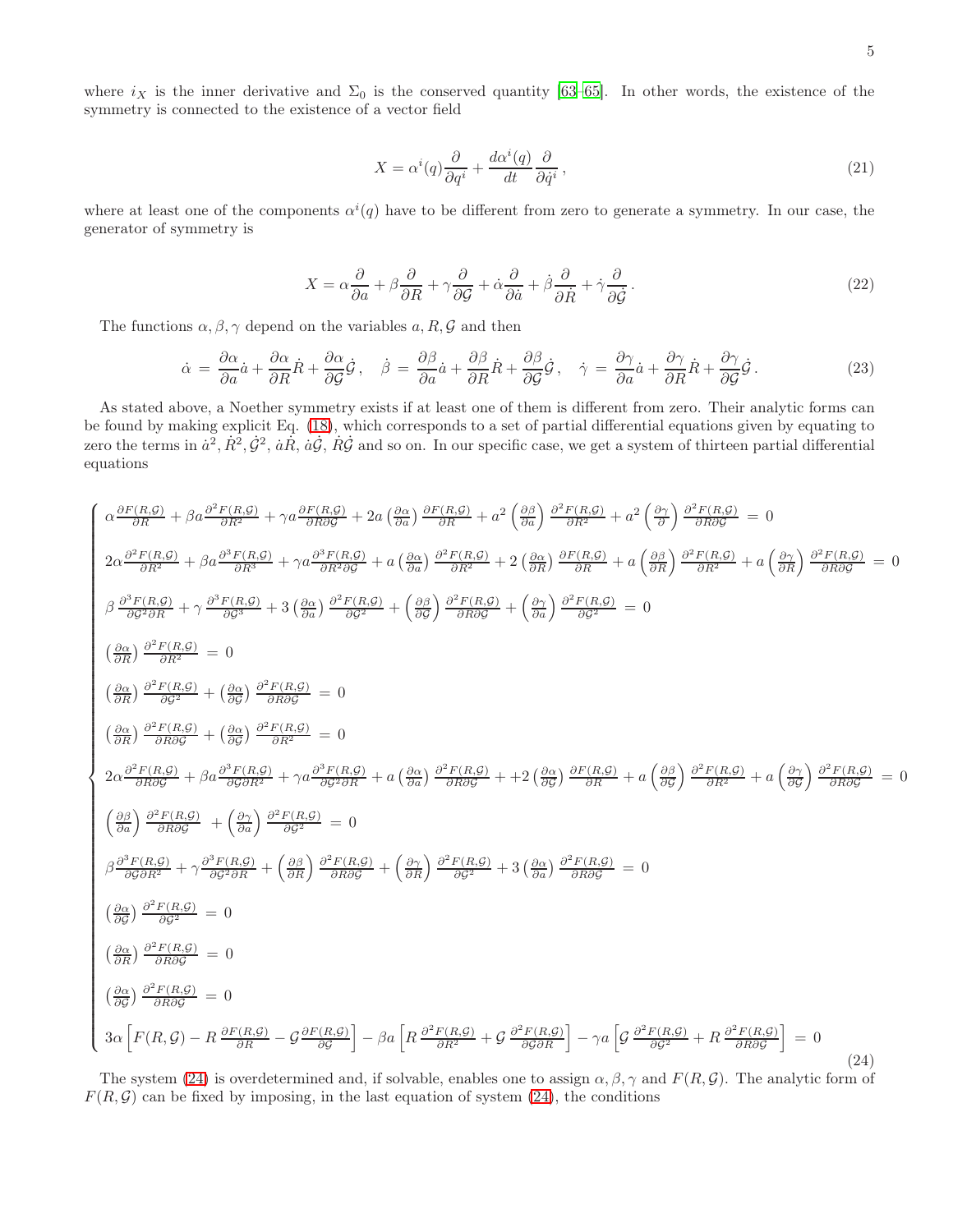where $i_X$ is the inner derivative and $\Sigma_0$ is the conserved quantity [63–65]. In other words, the existence of the symmetry is connected to the existence of a vector field

$$X = \alpha^i(q)\frac{\partial}{\partial q^i} + \frac{d\alpha^i(q)}{dt}\frac{\partial}{\partial \dot{q}^i}\,, \tag{21}$$

where at least one of the components $\alpha^i(q)$ have to be different from zero to generate a symmetry. In our case, the generator of symmetry is

$$X = \alpha\frac{\partial}{\partial a} + \beta\frac{\partial}{\partial R} + \gamma\frac{\partial}{\partial \mathcal{G}} + \dot{\alpha}\frac{\partial}{\partial \dot{a}} + \dot{\beta}\frac{\partial}{\partial \dot{R}} + \dot{\gamma}\frac{\partial}{\partial \dot{\mathcal{G}}}\,. \tag{22}$$

The functions $\alpha, \beta, \gamma$ depend on the variables $a, R, \mathcal{G}$ and then

$$\dot{\alpha} = \frac{\partial \alpha}{\partial a}\dot{a} + \frac{\partial \alpha}{\partial R}\dot{R} + \frac{\partial \alpha}{\partial \mathcal{G}}\dot{\mathcal{G}}\,, \quad \dot{\beta} = \frac{\partial \beta}{\partial a}\dot{a} + \frac{\partial \beta}{\partial R}\dot{R} + \frac{\partial \beta}{\partial \mathcal{G}}\dot{\mathcal{G}}\,, \quad \dot{\gamma} = \frac{\partial \gamma}{\partial a}\dot{a} + \frac{\partial \gamma}{\partial R}\dot{R} + \frac{\partial \gamma}{\partial \mathcal{G}}\dot{\mathcal{G}}\,. \tag{23}$$

As stated above, a Noether symmetry exists if at least one of them is different from zero. Their analytic forms can be found by making explicit Eq. (18), which corresponds to a set of partial differential equations given by equating to zero the terms in $\dot{a}^2, \dot{R}^2, \dot{\mathcal{G}}^2, \dot{a}\dot{R}, \dot{a}\dot{\mathcal{G}}, \dot{R}\dot{\mathcal{G}}$ and so on. In our specific case, we get a system of thirteen partial differential equations

$$\left\{\begin{aligned}
&\alpha\frac{\partial F(R,\mathcal{G})}{\partial R} + \beta a\frac{\partial^2 F(R,\mathcal{G})}{\partial R^2} + \gamma a\frac{\partial F(R,\mathcal{G})}{\partial R\partial \mathcal{G}} + 2a\left(\frac{\partial \alpha}{\partial a}\right)\frac{\partial F(R,\mathcal{G})}{\partial R} + a^2\left(\frac{\partial \beta}{\partial a}\right)\frac{\partial^2 F(R,\mathcal{G})}{\partial R^2} + a^2\left(\frac{\partial \gamma}{\partial}\right)\frac{\partial^2 F(R,\mathcal{G})}{\partial R\partial \mathcal{G}} = 0\\
&2\alpha\frac{\partial^2 F(R,\mathcal{G})}{\partial R^2} + \beta a\frac{\partial^3 F(R,\mathcal{G})}{\partial R^3} + \gamma a\frac{\partial^3 F(R,\mathcal{G})}{\partial R^2\partial \mathcal{G}} + a\left(\frac{\partial \alpha}{\partial a}\right)\frac{\partial^2 F(R,\mathcal{G})}{\partial R^2} + 2\left(\frac{\partial \alpha}{\partial R}\right)\frac{\partial F(R,\mathcal{G})}{\partial R} + a\left(\frac{\partial \beta}{\partial R}\right)\frac{\partial^2 F(R,\mathcal{G})}{\partial R^2} + a\left(\frac{\partial \gamma}{\partial R}\right)\frac{\partial^2 F(R,\mathcal{G})}{\partial R\partial \mathcal{G}} = 0\\
&\beta\,\frac{\partial^3 F(R,\mathcal{G})}{\partial \mathcal{G}^2\partial R} + \gamma\,\frac{\partial^3 F(R,\mathcal{G})}{\partial \mathcal{G}^3} + 3\left(\frac{\partial \alpha}{\partial a}\right)\frac{\partial^2 F(R,\mathcal{G})}{\partial \mathcal{G}^2} + \left(\frac{\partial \beta}{\partial \mathcal{G}}\right)\frac{\partial^2 F(R,\mathcal{G})}{\partial R\partial \mathcal{G}} + \left(\frac{\partial \gamma}{\partial a}\right)\frac{\partial^2 F(R,\mathcal{G})}{\partial \mathcal{G}^2} = 0\\
&\left(\frac{\partial \alpha}{\partial R}\right)\frac{\partial^2 F(R,\mathcal{G})}{\partial R^2} = 0\\
&\left(\frac{\partial \alpha}{\partial R}\right)\frac{\partial^2 F(R,\mathcal{G})}{\partial \mathcal{G}^2} + \left(\frac{\partial \alpha}{\partial \mathcal{G}}\right)\frac{\partial^2 F(R,\mathcal{G})}{\partial R\partial \mathcal{G}} = 0\\
&\left(\frac{\partial \alpha}{\partial R}\right)\frac{\partial^2 F(R,\mathcal{G})}{\partial R\partial \mathcal{G}} + \left(\frac{\partial \alpha}{\partial \mathcal{G}}\right)\frac{\partial^2 F(R,\mathcal{G})}{\partial R^2} = 0\\
&2\alpha\frac{\partial^2 F(R,\mathcal{G})}{\partial R\partial \mathcal{G}} + \beta a\frac{\partial^3 F(R,\mathcal{G})}{\partial \mathcal{G}\partial R^2} + \gamma a\frac{\partial^3 F(R,\mathcal{G})}{\partial \mathcal{G}^2\partial R} + a\left(\frac{\partial \alpha}{\partial a}\right)\frac{\partial^2 F(R,\mathcal{G})}{\partial R\partial \mathcal{G}} + +2\left(\frac{\partial \alpha}{\partial \mathcal{G}}\right)\frac{\partial F(R,\mathcal{G})}{\partial R} + a\left(\frac{\partial \beta}{\partial \mathcal{G}}\right)\frac{\partial^2 F(R,\mathcal{G})}{\partial R^2} + a\left(\frac{\partial \gamma}{\partial \mathcal{G}}\right)\frac{\partial^2 F(R,\mathcal{G})}{\partial R\partial \mathcal{G}} = 0\\
&\left(\frac{\partial \beta}{\partial a}\right)\frac{\partial^2 F(R,\mathcal{G})}{\partial R\partial \mathcal{G}} + \left(\frac{\partial \gamma}{\partial a}\right)\frac{\partial^2 F(R,\mathcal{G})}{\partial \mathcal{G}^2} = 0\\
&\beta\frac{\partial^3 F(R,\mathcal{G})}{\partial \mathcal{G}\partial R^2} + \gamma\frac{\partial^3 F(R,\mathcal{G})}{\partial \mathcal{G}^2\partial R} + \left(\frac{\partial \beta}{\partial R}\right)\frac{\partial^2 F(R,\mathcal{G})}{\partial R\partial \mathcal{G}} + \left(\frac{\partial \gamma}{\partial R}\right)\frac{\partial^2 F(R,\mathcal{G})}{\partial \mathcal{G}^2} + 3\left(\frac{\partial \alpha}{\partial a}\right)\frac{\partial^2 F(R,\mathcal{G})}{\partial R\partial \mathcal{G}} = 0\\
&\left(\frac{\partial \alpha}{\partial \mathcal{G}}\right)\frac{\partial^2 F(R,\mathcal{G})}{\partial \mathcal{G}^2} = 0\\
&\left(\frac{\partial \alpha}{\partial R}\right)\frac{\partial^2 F(R,\mathcal{G})}{\partial R\partial \mathcal{G}} = 0\\
&\left(\frac{\partial \alpha}{\partial \mathcal{G}}\right)\frac{\partial^2 F(R,\mathcal{G})}{\partial R\partial \mathcal{G}} = 0\\
&3\alpha\left[F(R,\mathcal{G}) - R\,\frac{\partial F(R,\mathcal{G})}{\partial R} - \mathcal{G}\frac{\partial F(R,\mathcal{G})}{\partial \mathcal{G}}\right] - \beta a\left[R\,\frac{\partial^2 F(R,\mathcal{G})}{\partial R^2} + \mathcal{G}\,\frac{\partial^2 F(R,\mathcal{G})}{\partial \mathcal{G}\partial R}\right] - \gamma a\left[\mathcal{G}\,\frac{\partial^2 F(R,\mathcal{G})}{\partial \mathcal{G}^2} + R\,\frac{\partial^2 F(R,\mathcal{G})}{\partial R\partial \mathcal{G}}\right] = 0
\end{aligned}\right. \tag{24}$$

The system (24) is overdetermined and, if solvable, enables one to assign $\alpha, \beta, \gamma$ and $F(R, \mathcal{G})$. The analytic form of $F(R, \mathcal{G})$ can be fixed by imposing, in the last equation of system (24), the conditions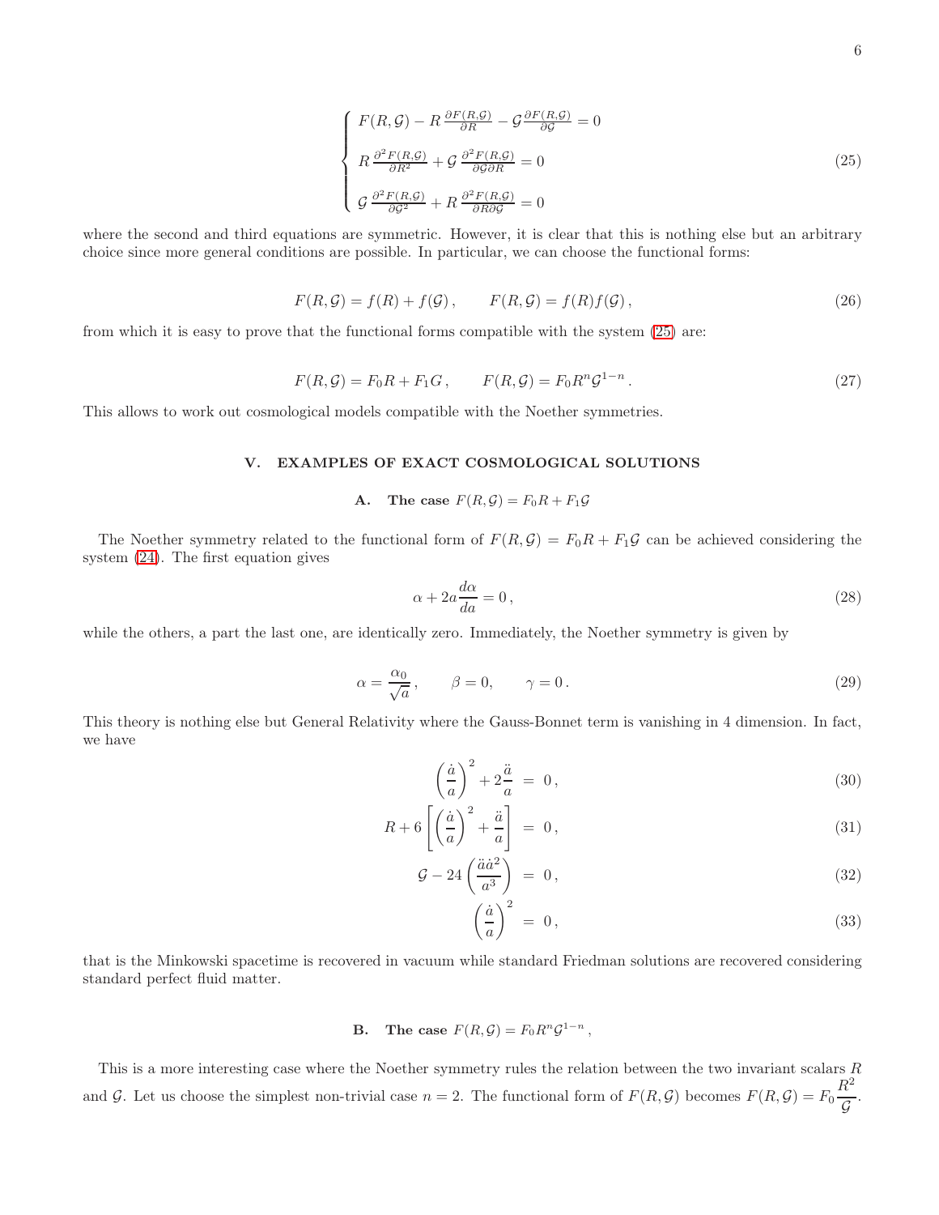$$
\begin{cases}
F(R,\mathcal{G}) - R\,\frac{\partial F(R,\mathcal{G})}{\partial R} - \mathcal{G}\,\frac{\partial F(R,\mathcal{G})}{\partial \mathcal{G}} = 0 \\
R\,\frac{\partial^2 F(R,\mathcal{G})}{\partial R^2} + \mathcal{G}\,\frac{\partial^2 F(R,\mathcal{G})}{\partial \mathcal{G}\partial R} = 0 \\
\mathcal{G}\,\frac{\partial^2 F(R,\mathcal{G})}{\partial \mathcal{G}^2} + R\,\frac{\partial^2 F(R,\mathcal{G})}{\partial R\partial \mathcal{G}} = 0
\end{cases}
\tag{25}
$$

where the second and third equations are symmetric. However, it is clear that this is nothing else but an arbitrary choice since more general conditions are possible. In particular, we can choose the functional forms:

$$
F(R,\mathcal{G}) = f(R) + f(\mathcal{G})\,, \qquad F(R,\mathcal{G}) = f(R)f(\mathcal{G})\,, \tag{26}
$$

from which it is easy to prove that the functional forms compatible with the system (25) are:

$$
F(R,\mathcal{G}) = F_0 R + F_1 G\,, \qquad F(R,\mathcal{G}) = F_0 R^n \mathcal{G}^{1-n}\,. \tag{27}
$$

This allows to work out cosmological models compatible with the Noether symmetries.

## V. EXAMPLES OF EXACT COSMOLOGICAL SOLUTIONS

### A. The case $F(R,\mathcal{G}) = F_0 R + F_1 \mathcal{G}$

The Noether symmetry related to the functional form of $F(R,\mathcal{G}) = F_0 R + F_1 \mathcal{G}$ can be achieved considering the system (24). The first equation gives

$$
\alpha + 2a\frac{d\alpha}{da} = 0\,, \tag{28}
$$

while the others, a part the last one, are identically zero. Immediately, the Noether symmetry is given by

$$
\alpha = \frac{\alpha_0}{\sqrt{a}}\,, \qquad \beta = 0, \qquad \gamma = 0\,. \tag{29}
$$

This theory is nothing else but General Relativity where the Gauss-Bonnet term is vanishing in 4 dimension. In fact, we have

$$
\left(\frac{\dot{a}}{a}\right)^2 + 2\frac{\ddot{a}}{a} \;=\; 0\,, \tag{30}
$$

$$
R + 6\left[\left(\frac{\dot{a}}{a}\right)^2 + \frac{\ddot{a}}{a}\right] \;=\; 0\,, \tag{31}
$$

$$
\mathcal{G} - 24\left(\frac{\ddot{a}\dot{a}^2}{a^3}\right) \;=\; 0\,, \tag{32}
$$

$$
\left(\frac{\dot{a}}{a}\right)^2 \;=\; 0\,, \tag{33}
$$

that is the Minkowski spacetime is recovered in vacuum while standard Friedman solutions are recovered considering standard perfect fluid matter.

### B. The case $F(R,\mathcal{G}) = F_0 R^n \mathcal{G}^{1-n}$ ,

This is a more interesting case where the Noether symmetry rules the relation between the two invariant scalars $R$ and $\mathcal{G}$. Let us choose the simplest non-trivial case $n = 2$. The functional form of $F(R,\mathcal{G})$ becomes $F(R,\mathcal{G}) = F_0\dfrac{R^2}{\mathcal{G}}$.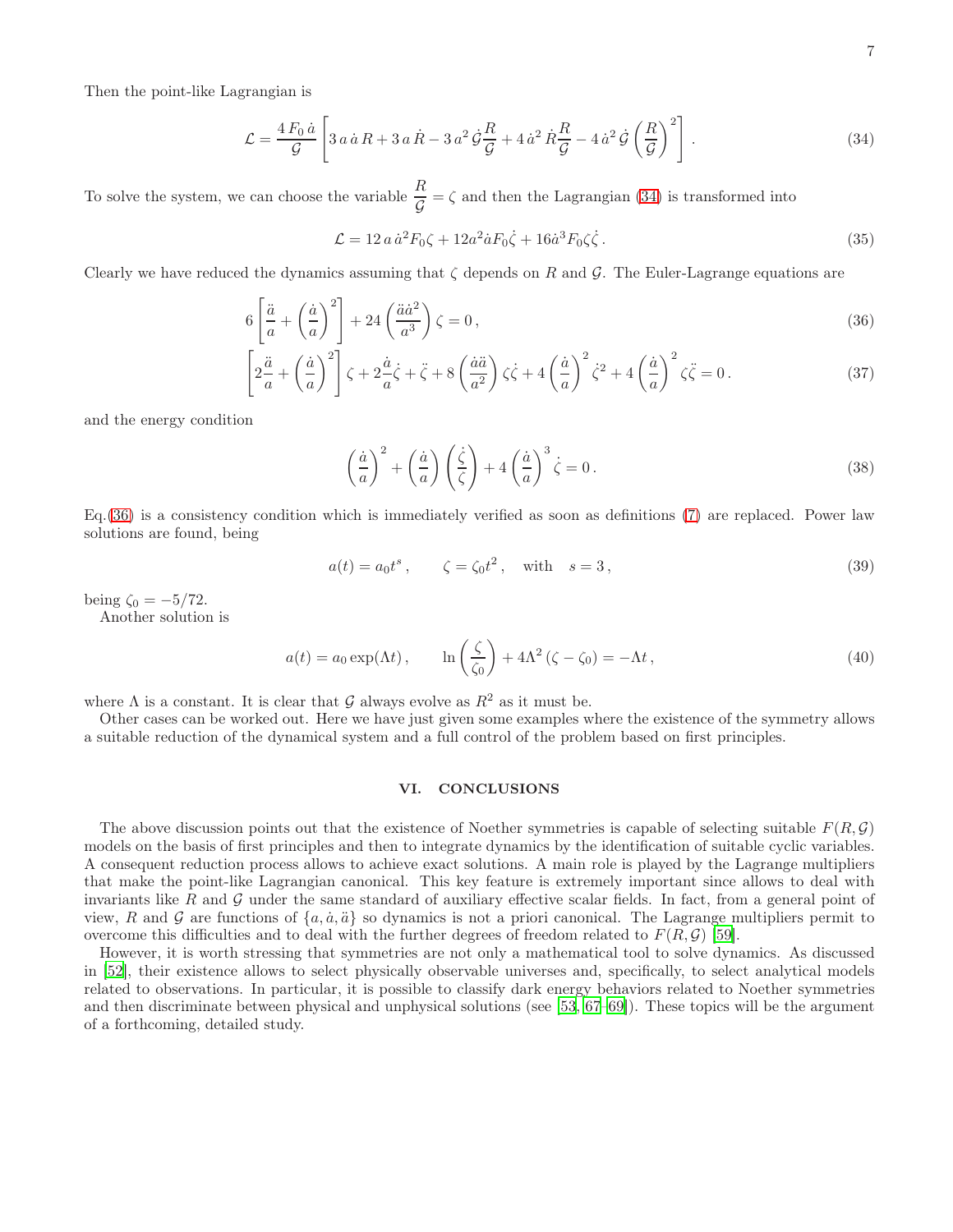Then the point-like Lagrangian is

$$\mathcal{L} = \frac{4\,F_0\,\dot{a}}{\mathcal{G}}\left[3\,a\,\dot{a}\,R + 3\,a\,\dot{R} - 3\,a^2\,\dot{\mathcal{G}}\frac{R}{\mathcal{G}} + 4\,\dot{a}^2\,\dot{R}\frac{R}{\mathcal{G}} - 4\,\dot{a}^2\,\dot{\mathcal{G}}\left(\frac{R}{\mathcal{G}}\right)^2\right]. \tag{34}$$

To solve the system, we can choose the variable $\dfrac{R}{\mathcal{G}} = \zeta$ and then the Lagrangian (34) is transformed into

$$\mathcal{L} = 12\,a\,\dot{a}^2 F_0 \zeta + 12 a^2 \dot{a} F_0 \dot{\zeta} + 16 \dot{a}^3 F_0 \zeta \dot{\zeta}\,. \tag{35}$$

Clearly we have reduced the dynamics assuming that $\zeta$ depends on $R$ and $\mathcal{G}$. The Euler-Lagrange equations are

$$6\left[\frac{\ddot{a}}{a} + \left(\frac{\dot{a}}{a}\right)^2\right] + 24\left(\frac{\ddot{a}\dot{a}^2}{a^3}\right)\zeta = 0\,, \tag{36}$$

$$\left[2\frac{\ddot{a}}{a} + \left(\frac{\dot{a}}{a}\right)^2\right]\zeta + 2\frac{\dot{a}}{a}\dot{\zeta} + \ddot{\zeta} + 8\left(\frac{\dot{a}\ddot{a}}{a^2}\right)\zeta\dot{\zeta} + 4\left(\frac{\dot{a}}{a}\right)^2\dot{\zeta}^2 + 4\left(\frac{\dot{a}}{a}\right)^2\zeta\ddot{\zeta} = 0\,. \tag{37}$$

and the energy condition

$$\left(\frac{\dot{a}}{a}\right)^2 + \left(\frac{\dot{a}}{a}\right)\left(\frac{\dot{\zeta}}{\zeta}\right) + 4\left(\frac{\dot{a}}{a}\right)^3\dot{\zeta} = 0\,. \tag{38}$$

Eq.(36) is a consistency condition which is immediately verified as soon as definitions (7) are replaced. Power law solutions are found, being

$$a(t) = a_0 t^s\,, \qquad \zeta = \zeta_0 t^2\,, \quad \text{with} \quad s = 3\,, \tag{39}$$

being $\zeta_0 = -5/72$.

Another solution is

$$a(t) = a_0 \exp(\Lambda t)\,, \qquad \ln\left(\frac{\zeta}{\zeta_0}\right) + 4\Lambda^2\left(\zeta - \zeta_0\right) = -\Lambda t\,, \tag{40}$$

where $\Lambda$ is a constant. It is clear that $\mathcal{G}$ always evolve as $R^2$ as it must be.

Other cases can be worked out. Here we have just given some examples where the existence of the symmetry allows a suitable reduction of the dynamical system and a full control of the problem based on first principles.

## VI. CONCLUSIONS

The above discussion points out that the existence of Noether symmetries is capable of selecting suitable $F(R, \mathcal{G})$ models on the basis of first principles and then to integrate dynamics by the identification of suitable cyclic variables. A consequent reduction process allows to achieve exact solutions. A main role is played by the Lagrange multipliers that make the point-like Lagrangian canonical. This key feature is extremely important since allows to deal with invariants like $R$ and $\mathcal{G}$ under the same standard of auxiliary effective scalar fields. In fact, from a general point of view, $R$ and $\mathcal{G}$ are functions of $\{a, \dot{a}, \ddot{a}\}$ so dynamics is not a priori canonical. The Lagrange multipliers permit to overcome this difficulties and to deal with the further degrees of freedom related to $F(R, \mathcal{G})$ [59].

However, it is worth stressing that symmetries are not only a mathematical tool to solve dynamics. As discussed in [52], their existence allows to select physically observable universes and, specifically, to select analytical models related to observations. In particular, it is possible to classify dark energy behaviors related to Noether symmetries and then discriminate between physical and unphysical solutions (see [53, 67–69]). These topics will be the argument of a forthcoming, detailed study.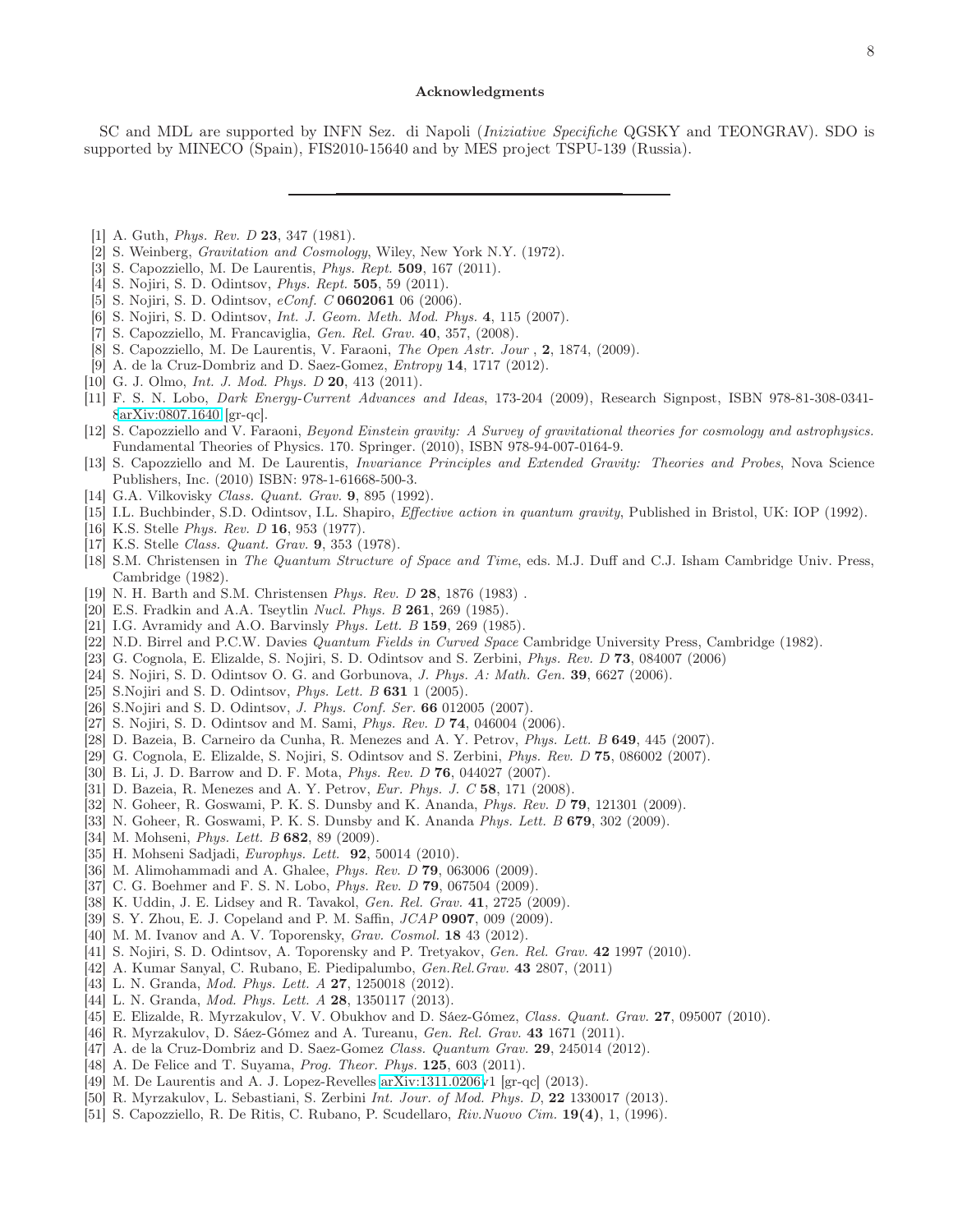### Acknowledgments

SC and MDL are supported by INFN Sez. di Napoli (*Iniziative Specifiche* QGSKY and TEONGRAV). SDO is supported by MINECO (Spain), FIS2010-15640 and by MES project TSPU-139 (Russia).

---

- [1] A. Guth, *Phys. Rev. D* **23**, 347 (1981).
- [2] S. Weinberg, *Gravitation and Cosmology*, Wiley, New York N.Y. (1972).
- [3] S. Capozziello, M. De Laurentis, *Phys. Rept.* **509**, 167 (2011).
- [4] S. Nojiri, S. D. Odintsov, *Phys. Rept.* **505**, 59 (2011).
- [5] S. Nojiri, S. D. Odintsov, *eConf. C* **0602061** 06 (2006).
- [6] S. Nojiri, S. D. Odintsov, *Int. J. Geom. Meth. Mod. Phys.* **4**, 115 (2007).
- [7] S. Capozziello, M. Francaviglia, *Gen. Rel. Grav.* **40**, 357, (2008).
- [8] S. Capozziello, M. De Laurentis, V. Faraoni, *The Open Astr. Jour* , **2**, 1874, (2009).
- [9] A. de la Cruz-Dombriz and D. Saez-Gomez, *Entropy* **14**, 1717 (2012).
- [10] G. J. Olmo, *Int. J. Mod. Phys. D* **20**, 413 (2011).
- [11] F. S. N. Lobo, *Dark Energy-Current Advances and Ideas*, 173-204 (2009), Research Signpost, ISBN 978-81-308-0341-8arXiv:0807.1640 [gr-qc].
- [12] S. Capozziello and V. Faraoni, *Beyond Einstein gravity: A Survey of gravitational theories for cosmology and astrophysics.* Fundamental Theories of Physics. 170. Springer. (2010), ISBN 978-94-007-0164-9.
- [13] S. Capozziello and M. De Laurentis, *Invariance Principles and Extended Gravity: Theories and Probes*, Nova Science Publishers, Inc. (2010) ISBN: 978-1-61668-500-3.
- [14] G.A. Vilkovisky *Class. Quant. Grav.* **9**, 895 (1992).
- [15] I.L. Buchbinder, S.D. Odintsov, I.L. Shapiro, *Effective action in quantum gravity*, Published in Bristol, UK: IOP (1992).
- [16] K.S. Stelle *Phys. Rev. D* **16**, 953 (1977).
- [17] K.S. Stelle *Class. Quant. Grav.* **9**, 353 (1978).
- [18] S.M. Christensen in *The Quantum Structure of Space and Time*, eds. M.J. Duff and C.J. Isham Cambridge Univ. Press, Cambridge (1982).
- [19] N. H. Barth and S.M. Christensen *Phys. Rev. D* **28**, 1876 (1983) .
- [20] E.S. Fradkin and A.A. Tseytlin *Nucl. Phys. B* **261**, 269 (1985).
- [21] I.G. Avramidy and A.O. Barvinsly *Phys. Lett. B* **159**, 269 (1985).
- [22] N.D. Birrel and P.C.W. Davies *Quantum Fields in Curved Space* Cambridge University Press, Cambridge (1982).
- [23] G. Cognola, E. Elizalde, S. Nojiri, S. D. Odintsov and S. Zerbini, *Phys. Rev. D* **73**, 084007 (2006)
- [24] S. Nojiri, S. D. Odintsov O. G. and Gorbunova, *J. Phys. A: Math. Gen.* **39**, 6627 (2006).
- [25] S.Nojiri and S. D. Odintsov, *Phys. Lett. B* **631** 1 (2005).
- [26] S.Nojiri and S. D. Odintsov, *J. Phys. Conf. Ser.* **66** 012005 (2007).
- [27] S. Nojiri, S. D. Odintsov and M. Sami, *Phys. Rev. D* **74**, 046004 (2006).
- [28] D. Bazeia, B. Carneiro da Cunha, R. Menezes and A. Y. Petrov, *Phys. Lett. B* **649**, 445 (2007).
- [29] G. Cognola, E. Elizalde, S. Nojiri, S. Odintsov and S. Zerbini, *Phys. Rev. D* **75**, 086002 (2007).
- [30] B. Li, J. D. Barrow and D. F. Mota, *Phys. Rev. D* **76**, 044027 (2007).
- [31] D. Bazeia, R. Menezes and A. Y. Petrov, *Eur. Phys. J. C* **58**, 171 (2008).
- [32] N. Goheer, R. Goswami, P. K. S. Dunsby and K. Ananda, *Phys. Rev. D* **79**, 121301 (2009).
- [33] N. Goheer, R. Goswami, P. K. S. Dunsby and K. Ananda *Phys. Lett. B* **679**, 302 (2009).
- [34] M. Mohseni, *Phys. Lett. B* **682**, 89 (2009).
- [35] H. Mohseni Sadjadi, *Europhys. Lett.* **92**, 50014 (2010).
- [36] M. Alimohammadi and A. Ghalee, *Phys. Rev. D* **79**, 063006 (2009).
- [37] C. G. Boehmer and F. S. N. Lobo, *Phys. Rev. D* **79**, 067504 (2009).
- [38] K. Uddin, J. E. Lidsey and R. Tavakol, *Gen. Rel. Grav.* **41**, 2725 (2009).
- [39] S. Y. Zhou, E. J. Copeland and P. M. Saffin, *JCAP* **0907**, 009 (2009).
- [40] M. M. Ivanov and A. V. Toporensky, *Grav. Cosmol.* **18** 43 (2012).
- [41] S. Nojiri, S. D. Odintsov, A. Toporensky and P. Tretyakov, *Gen. Rel. Grav.* **42** 1997 (2010).
- [42] A. Kumar Sanyal, C. Rubano, E. Piedipalumbo, *Gen.Rel.Grav.* **43** 2807, (2011)
- [43] L. N. Granda, *Mod. Phys. Lett. A* **27**, 1250018 (2012).
- [44] L. N. Granda, *Mod. Phys. Lett. A* **28**, 1350117 (2013).
- [45] E. Elizalde, R. Myrzakulov, V. V. Obukhov and D. Sáez-Gómez, *Class. Quant. Grav.* **27**, 095007 (2010).
- [46] R. Myrzakulov, D. Sáez-Gómez and A. Tureanu, *Gen. Rel. Grav.* **43** 1671 (2011).
- [47] A. de la Cruz-Dombriz and D. Saez-Gomez *Class. Quantum Grav.* **29**, 245014 (2012).
- [48] A. De Felice and T. Suyama, *Prog. Theor. Phys.* **125**, 603 (2011).
- [49] M. De Laurentis and A. J. Lopez-Revelles arXiv:1311.0206v1 [gr-qc] (2013).
- [50] R. Myrzakulov, L. Sebastiani, S. Zerbini *Int. Jour. of Mod. Phys. D*, **22** 1330017 (2013).
- [51] S. Capozziello, R. De Ritis, C. Rubano, P. Scudellaro, *Riv.Nuovo Cim.* **19(4)**, 1, (1996).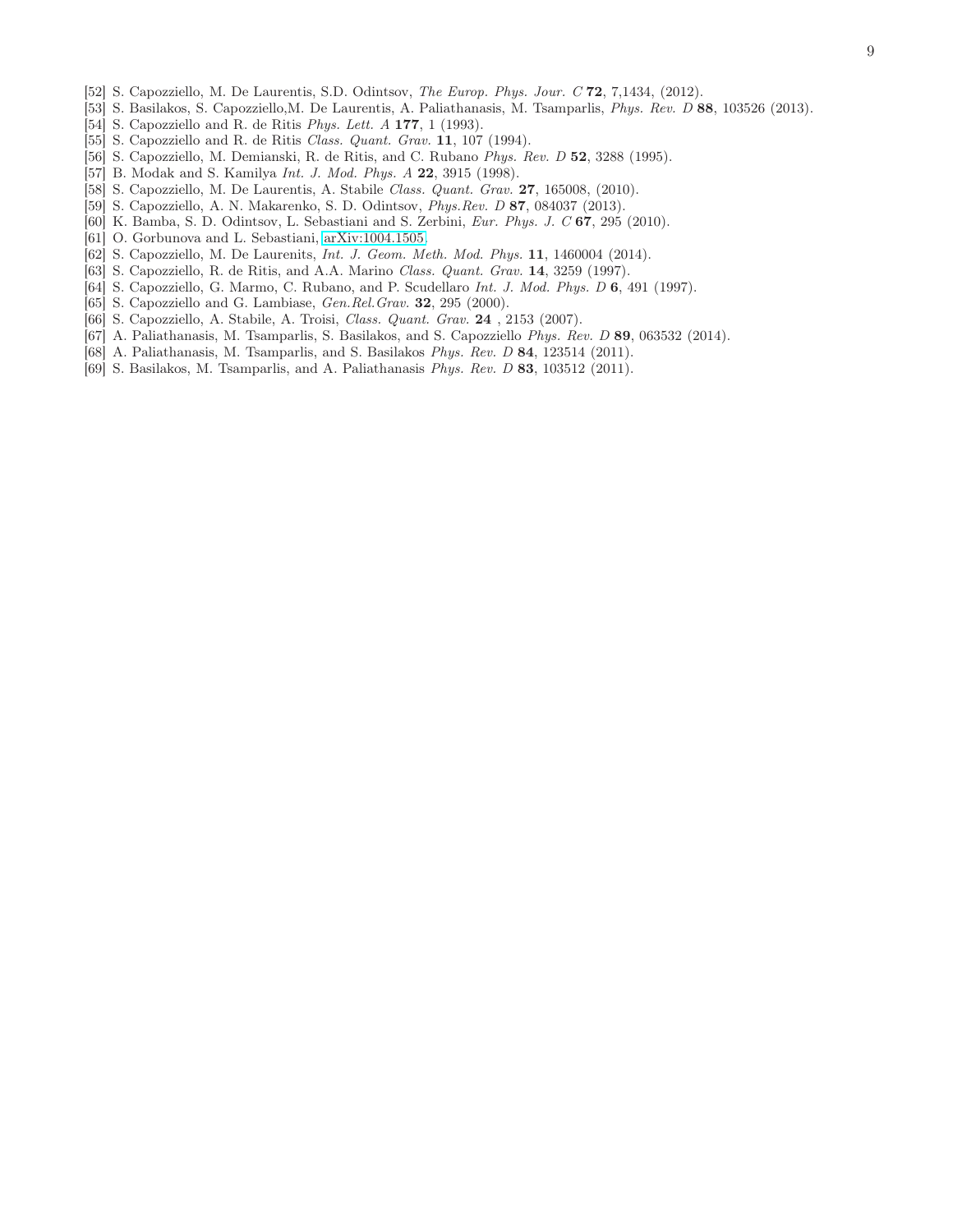[52] S. Capozziello, M. De Laurentis, S.D. Odintsov, *The Europ. Phys. Jour. C* **72**, 7,1434, (2012).
[53] S. Basilakos, S. Capozziello,M. De Laurentis, A. Paliathanasis, M. Tsamparlis, *Phys. Rev. D* **88**, 103526 (2013).
[54] S. Capozziello and R. de Ritis *Phys. Lett. A* **177**, 1 (1993).
[55] S. Capozziello and R. de Ritis *Class. Quant. Grav.* **11**, 107 (1994).
[56] S. Capozziello, M. Demianski, R. de Ritis, and C. Rubano *Phys. Rev. D* **52**, 3288 (1995).
[57] B. Modak and S. Kamilya *Int. J. Mod. Phys. A* **22**, 3915 (1998).
[58] S. Capozziello, M. De Laurentis, A. Stabile *Class. Quant. Grav.* **27**, 165008, (2010).
[59] S. Capozziello, A. N. Makarenko, S. D. Odintsov, *Phys.Rev. D* **87**, 084037 (2013).
[60] K. Bamba, S. D. Odintsov, L. Sebastiani and S. Zerbini, *Eur. Phys. J. C* **67**, 295 (2010).
[61] O. Gorbunova and L. Sebastiani, arXiv:1004.1505.
[62] S. Capozziello, M. De Laurenits, *Int. J. Geom. Meth. Mod. Phys.* **11**, 1460004 (2014).
[63] S. Capozziello, R. de Ritis, and A.A. Marino *Class. Quant. Grav.* **14**, 3259 (1997).
[64] S. Capozziello, G. Marmo, C. Rubano, and P. Scudellaro *Int. J. Mod. Phys. D* **6**, 491 (1997).
[65] S. Capozziello and G. Lambiase, *Gen.Rel.Grav.* **32**, 295 (2000).
[66] S. Capozziello, A. Stabile, A. Troisi, *Class. Quant. Grav.* **24** , 2153 (2007).
[67] A. Paliathanasis, M. Tsamparlis, S. Basilakos, and S. Capozziello *Phys. Rev. D* **89**, 063532 (2014).
[68] A. Paliathanasis, M. Tsamparlis, and S. Basilakos *Phys. Rev. D* **84**, 123514 (2011).
[69] S. Basilakos, M. Tsamparlis, and A. Paliathanasis *Phys. Rev. D* **83**, 103512 (2011).